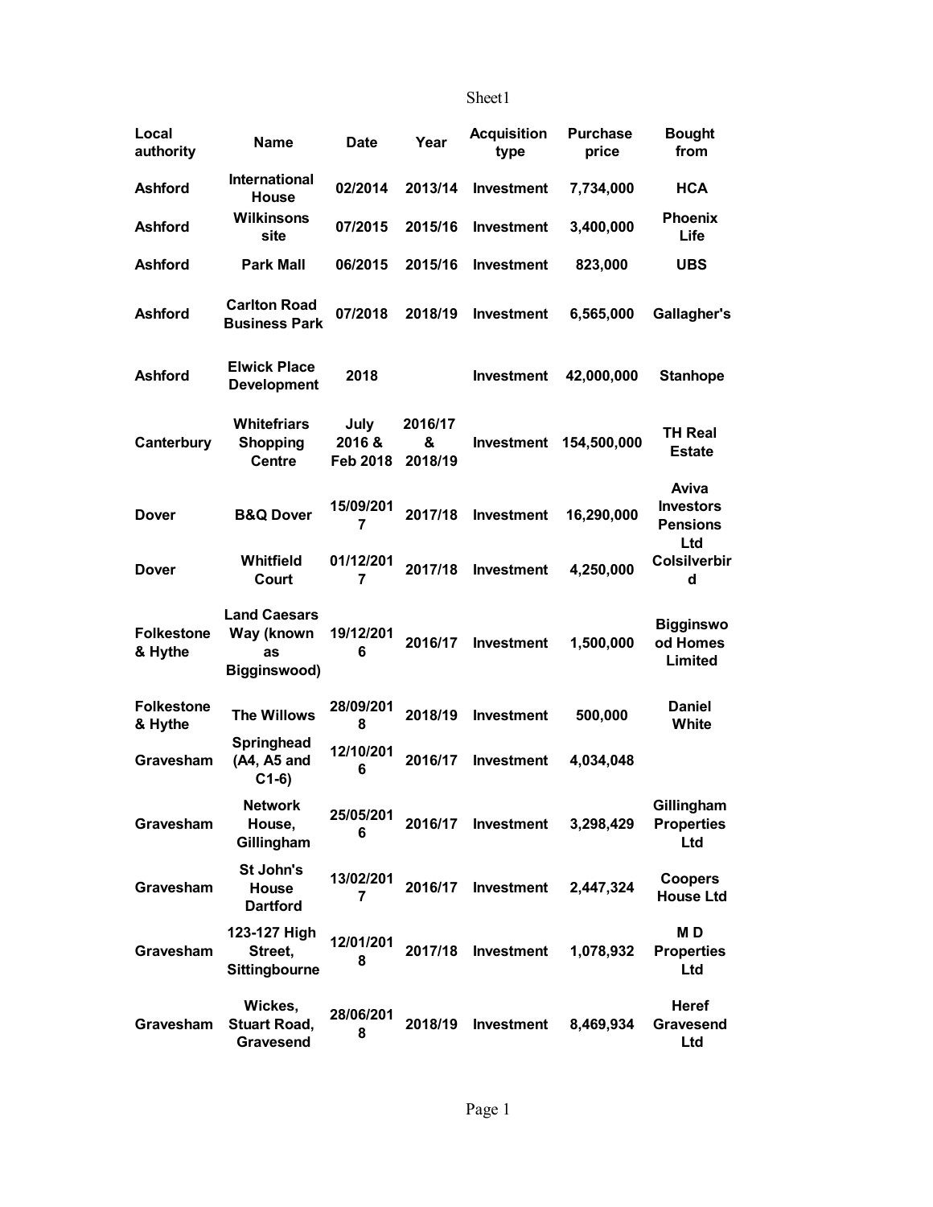Sheet1

| Local authority | Name | Date | Year | Acquisition type | Purchase price | Bought from |
|---|---|---|---|---|---|---|
| Ashford | International House | 02/2014 | 2013/14 | Investment | 7,734,000 | HCA |
| Ashford | Wilkinsons site | 07/2015 | 2015/16 | Investment | 3,400,000 | Phoenix Life |
| Ashford | Park Mall | 06/2015 | 2015/16 | Investment | 823,000 | UBS |
| Ashford | Carlton Road Business Park | 07/2018 | 2018/19 | Investment | 6,565,000 | Gallagher's |
| Ashford | Elwick Place Development | 2018 | | Investment | 42,000,000 | Stanhope |
| Canterbury | Whitefriars Shopping Centre | July 2016 & Feb 2018 | 2016/17 & 2018/19 | Investment | 154,500,000 | TH Real Estate |
| Dover | B&Q Dover | 15/09/2017 | 2017/18 | Investment | 16,290,000 | Aviva Investors Pensions Ltd |
| Dover | Whitfield Court | 01/12/2017 | 2017/18 | Investment | 4,250,000 | Colsilverbird |
| Folkestone & Hythe | Land Caesars Way (known as Bigginswood) | 19/12/2016 | 2016/17 | Investment | 1,500,000 | Bigginswood Homes Limited |
| Folkestone & Hythe | The Willows | 28/09/2018 | 2018/19 | Investment | 500,000 | Daniel White |
| Gravesham | Springhead (A4, A5 and C1-6) | 12/10/2016 | 2016/17 | Investment | 4,034,048 | |
| Gravesham | Network House, Gillingham | 25/05/2016 | 2016/17 | Investment | 3,298,429 | Gillingham Properties Ltd |
| Gravesham | St John's House Dartford | 13/02/2017 | 2016/17 | Investment | 2,447,324 | Coopers House Ltd |
| Gravesham | 123-127 High Street, Sittingbourne | 12/01/2018 | 2017/18 | Investment | 1,078,932 | M D Properties Ltd |
| Gravesham | Wickes, Stuart Road, Gravesend | 28/06/2018 | 2018/19 | Investment | 8,469,934 | Heref Gravesend Ltd |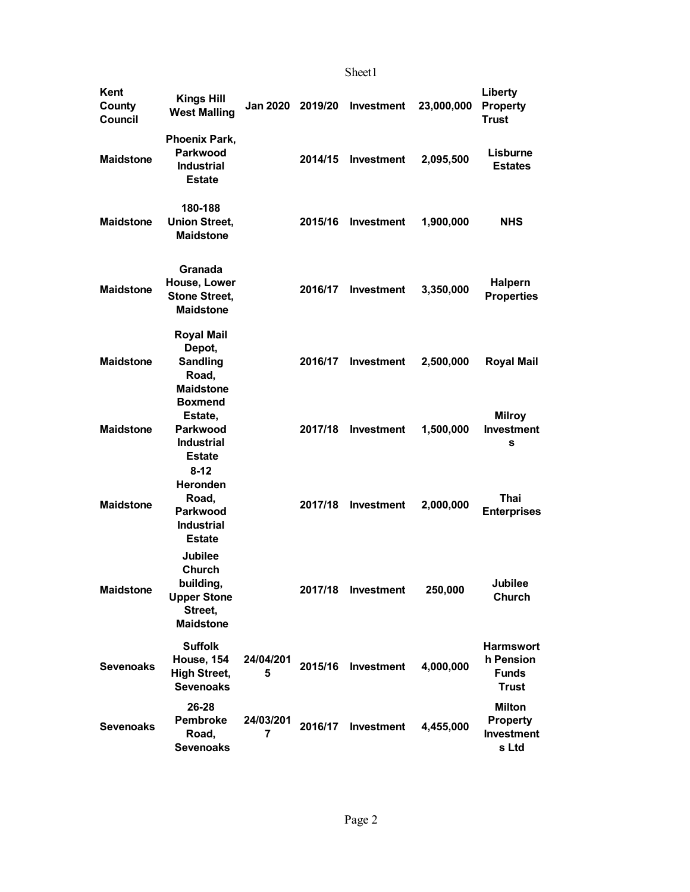| | | | | | | |
|---|---|---|---|---|---|---|
| Kent County Council | Kings Hill West Malling | Jan 2020 | 2019/20 | Investment | 23,000,000 | Liberty Property Trust |
| Maidstone | Phoenix Park, Parkwood Industrial Estate | | 2014/15 | Investment | 2,095,500 | Lisburne Estates |
| Maidstone | 180-188 Union Street, Maidstone | | 2015/16 | Investment | 1,900,000 | NHS |
| Maidstone | Granada House, Lower Stone Street, Maidstone | | 2016/17 | Investment | 3,350,000 | Halpern Properties |
| Maidstone | Royal Mail Depot, Sandling Road, Maidstone | | 2016/17 | Investment | 2,500,000 | Royal Mail |
| Maidstone | Boxmend Estate, Parkwood Industrial Estate | | 2017/18 | Investment | 1,500,000 | Milroy Investments |
| Maidstone | 8-12 Heronden Road, Parkwood Industrial Estate | | 2017/18 | Investment | 2,000,000 | Thai Enterprises |
| Maidstone | Jubilee Church building, Upper Stone Street, Maidstone | | 2017/18 | Investment | 250,000 | Jubilee Church |
| Sevenoaks | Suffolk House, 154 High Street, Sevenoaks | 24/04/2015 | 2015/16 | Investment | 4,000,000 | Harmsworth Pension Funds Trust |
| Sevenoaks | 26-28 Pembroke Road, Sevenoaks | 24/03/2017 | 2016/17 | Investment | 4,455,000 | Milton Property Investments Ltd |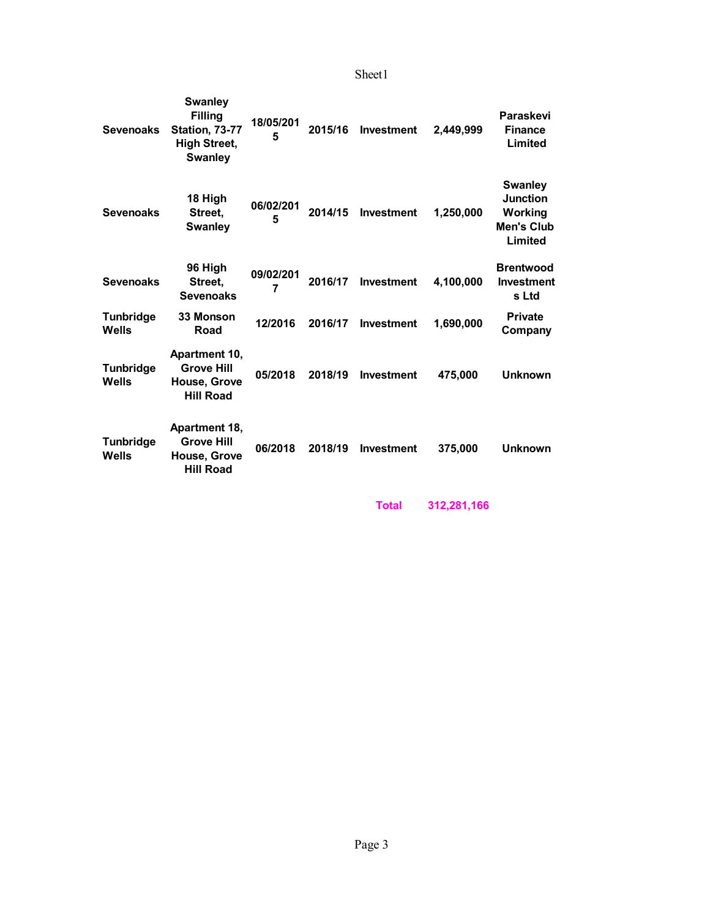| | | | | | | |
|---|---|---|---|---|---|---|
| Sevenoaks | Swanley Filling Station, 73-77 High Street, Swanley | 18/05/2015 | 2015/16 | Investment | 2,449,999 | Paraskevi Finance Limited |
| Sevenoaks | 18 High Street, Swanley | 06/02/2015 | 2014/15 | Investment | 1,250,000 | Swanley Junction Working Men's Club Limited |
| Sevenoaks | 96 High Street, Sevenoaks | 09/02/2017 | 2016/17 | Investment | 4,100,000 | Brentwood Investments Ltd |
| Tunbridge Wells | 33 Monson Road | 12/2016 | 2016/17 | Investment | 1,690,000 | Private Company |
| Tunbridge Wells | Apartment 10, Grove Hill House, Grove Hill Road | 05/2018 | 2018/19 | Investment | 475,000 | Unknown |
| Tunbridge Wells | Apartment 18, Grove Hill House, Grove Hill Road | 06/2018 | 2018/19 | Investment | 375,000 | Unknown |
| | | | | Total | 312,281,166 | |